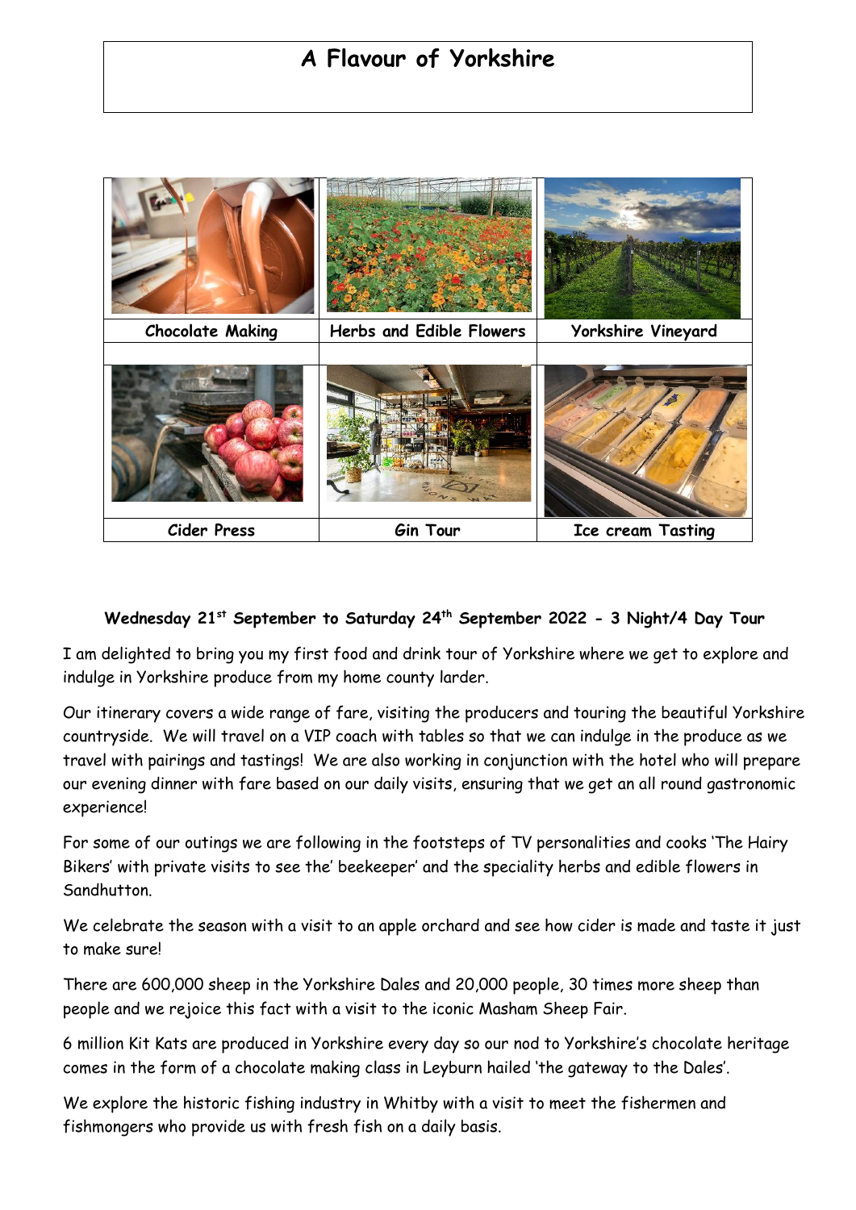# A Flavour of Yorkshire

| Chocolate Making | Herbs and Edible Flowers | Yorkshire Vineyard |
|---|---|---|
| Cider Press | Gin Tour | Ice cream Tasting |

**Wednesday 21st September to Saturday 24th September 2022 - 3 Night/4 Day Tour**

I am delighted to bring you my first food and drink tour of Yorkshire where we get to explore and indulge in Yorkshire produce from my home county larder.

Our itinerary covers a wide range of fare, visiting the producers and touring the beautiful Yorkshire countryside. We will travel on a VIP coach with tables so that we can indulge in the produce as we travel with pairings and tastings! We are also working in conjunction with the hotel who will prepare our evening dinner with fare based on our daily visits, ensuring that we get an all round gastronomic experience!

For some of our outings we are following in the footsteps of TV personalities and cooks 'The Hairy Bikers' with private visits to see the' beekeeper' and the speciality herbs and edible flowers in Sandhutton.

We celebrate the season with a visit to an apple orchard and see how cider is made and taste it just to make sure!

There are 600,000 sheep in the Yorkshire Dales and 20,000 people, 30 times more sheep than people and we rejoice this fact with a visit to the iconic Masham Sheep Fair.

6 million Kit Kats are produced in Yorkshire every day so our nod to Yorkshire's chocolate heritage comes in the form of a chocolate making class in Leyburn hailed 'the gateway to the Dales'.

We explore the historic fishing industry in Whitby with a visit to meet the fishermen and fishmongers who provide us with fresh fish on a daily basis.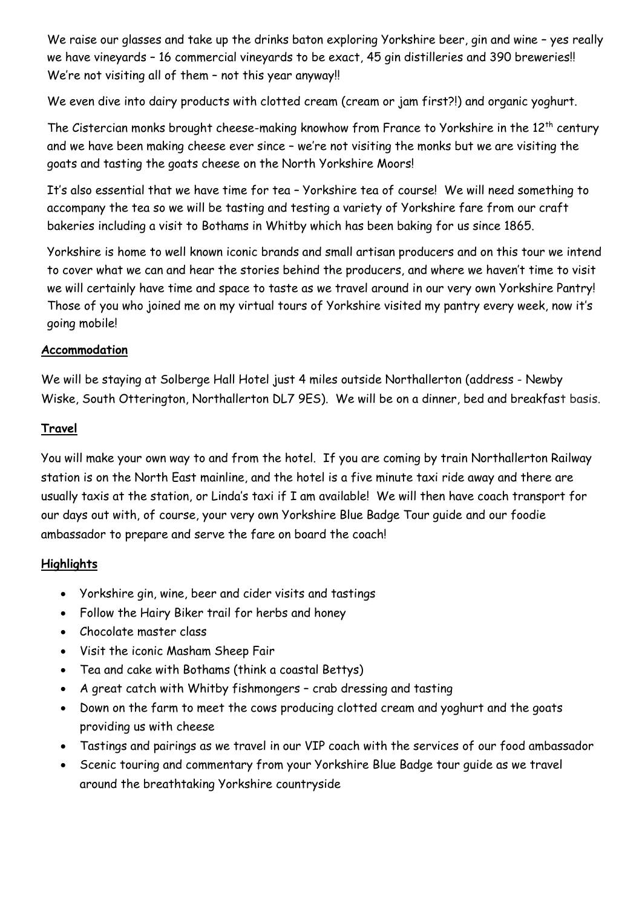We raise our glasses and take up the drinks baton exploring Yorkshire beer, gin and wine – yes really we have vineyards – 16 commercial vineyards to be exact, 45 gin distilleries and 390 breweries!! We're not visiting all of them – not this year anyway!!

We even dive into dairy products with clotted cream (cream or jam first?!) and organic yoghurt.

The Cistercian monks brought cheese-making knowhow from France to Yorkshire in the 12th century and we have been making cheese ever since – we're not visiting the monks but we are visiting the goats and tasting the goats cheese on the North Yorkshire Moors!

It's also essential that we have time for tea – Yorkshire tea of course! We will need something to accompany the tea so we will be tasting and testing a variety of Yorkshire fare from our craft bakeries including a visit to Bothams in Whitby which has been baking for us since 1865.

Yorkshire is home to well known iconic brands and small artisan producers and on this tour we intend to cover what we can and hear the stories behind the producers, and where we haven't time to visit we will certainly have time and space to taste as we travel around in our very own Yorkshire Pantry! Those of you who joined me on my virtual tours of Yorkshire visited my pantry every week, now it's going mobile!

## Accommodation

We will be staying at Solberge Hall Hotel just 4 miles outside Northallerton (address - Newby Wiske, South Otterington, Northallerton DL7 9ES). We will be on a dinner, bed and breakfast basis.

## Travel

You will make your own way to and from the hotel. If you are coming by train Northallerton Railway station is on the North East mainline, and the hotel is a five minute taxi ride away and there are usually taxis at the station, or Linda's taxi if I am available! We will then have coach transport for our days out with, of course, your very own Yorkshire Blue Badge Tour guide and our foodie ambassador to prepare and serve the fare on board the coach!

## Highlights

- Yorkshire gin, wine, beer and cider visits and tastings
- Follow the Hairy Biker trail for herbs and honey
- Chocolate master class
- Visit the iconic Masham Sheep Fair
- Tea and cake with Bothams (think a coastal Bettys)
- A great catch with Whitby fishmongers – crab dressing and tasting
- Down on the farm to meet the cows producing clotted cream and yoghurt and the goats providing us with cheese
- Tastings and pairings as we travel in our VIP coach with the services of our food ambassador
- Scenic touring and commentary from your Yorkshire Blue Badge tour guide as we travel around the breathtaking Yorkshire countryside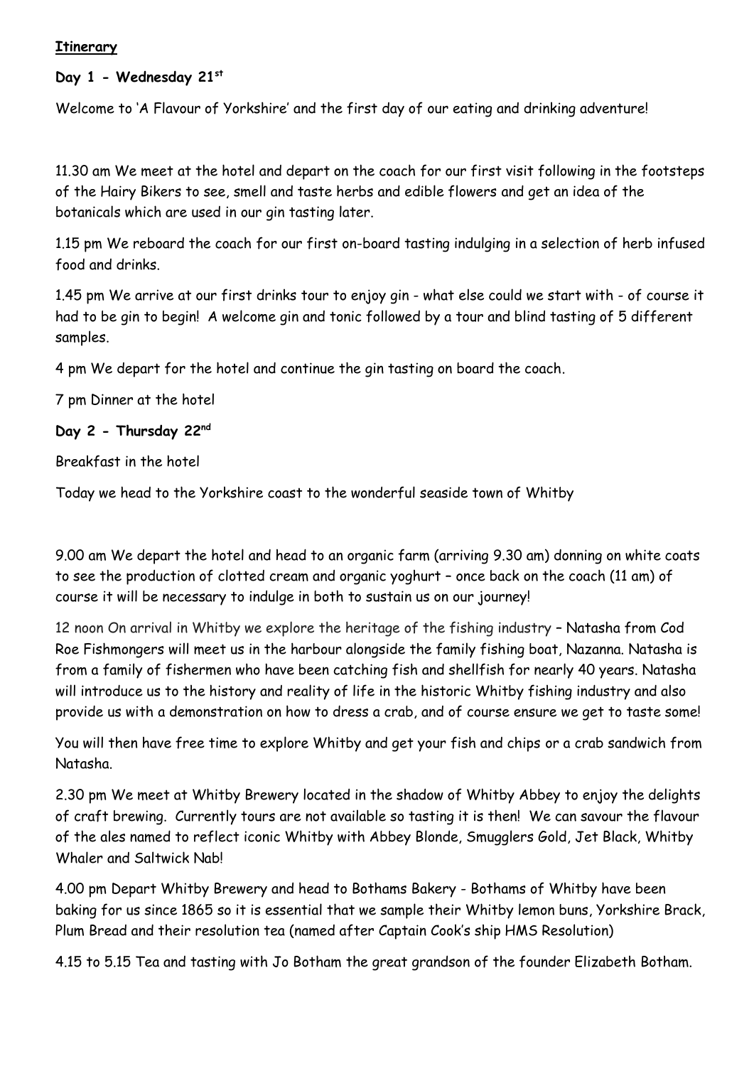**Itinerary**

**Day 1 - Wednesday 21st**

Welcome to 'A Flavour of Yorkshire' and the first day of our eating and drinking adventure!

11.30 am We meet at the hotel and depart on the coach for our first visit following in the footsteps of the Hairy Bikers to see, smell and taste herbs and edible flowers and get an idea of the botanicals which are used in our gin tasting later.

1.15 pm We reboard the coach for our first on-board tasting indulging in a selection of herb infused food and drinks.

1.45 pm We arrive at our first drinks tour to enjoy gin - what else could we start with - of course it had to be gin to begin! A welcome gin and tonic followed by a tour and blind tasting of 5 different samples.

4 pm We depart for the hotel and continue the gin tasting on board the coach.

7 pm Dinner at the hotel

**Day 2 - Thursday 22nd**

Breakfast in the hotel

Today we head to the Yorkshire coast to the wonderful seaside town of Whitby

9.00 am We depart the hotel and head to an organic farm (arriving 9.30 am) donning on white coats to see the production of clotted cream and organic yoghurt – once back on the coach (11 am) of course it will be necessary to indulge in both to sustain us on our journey!

12 noon On arrival in Whitby we explore the heritage of the fishing industry – Natasha from Cod Roe Fishmongers will meet us in the harbour alongside the family fishing boat, Nazanna. Natasha is from a family of fishermen who have been catching fish and shellfish for nearly 40 years. Natasha will introduce us to the history and reality of life in the historic Whitby fishing industry and also provide us with a demonstration on how to dress a crab, and of course ensure we get to taste some!

You will then have free time to explore Whitby and get your fish and chips or a crab sandwich from Natasha.

2.30 pm We meet at Whitby Brewery located in the shadow of Whitby Abbey to enjoy the delights of craft brewing. Currently tours are not available so tasting it is then! We can savour the flavour of the ales named to reflect iconic Whitby with Abbey Blonde, Smugglers Gold, Jet Black, Whitby Whaler and Saltwick Nab!

4.00 pm Depart Whitby Brewery and head to Bothams Bakery - Bothams of Whitby have been baking for us since 1865 so it is essential that we sample their Whitby lemon buns, Yorkshire Brack, Plum Bread and their resolution tea (named after Captain Cook's ship HMS Resolution)

4.15 to 5.15 Tea and tasting with Jo Botham the great grandson of the founder Elizabeth Botham.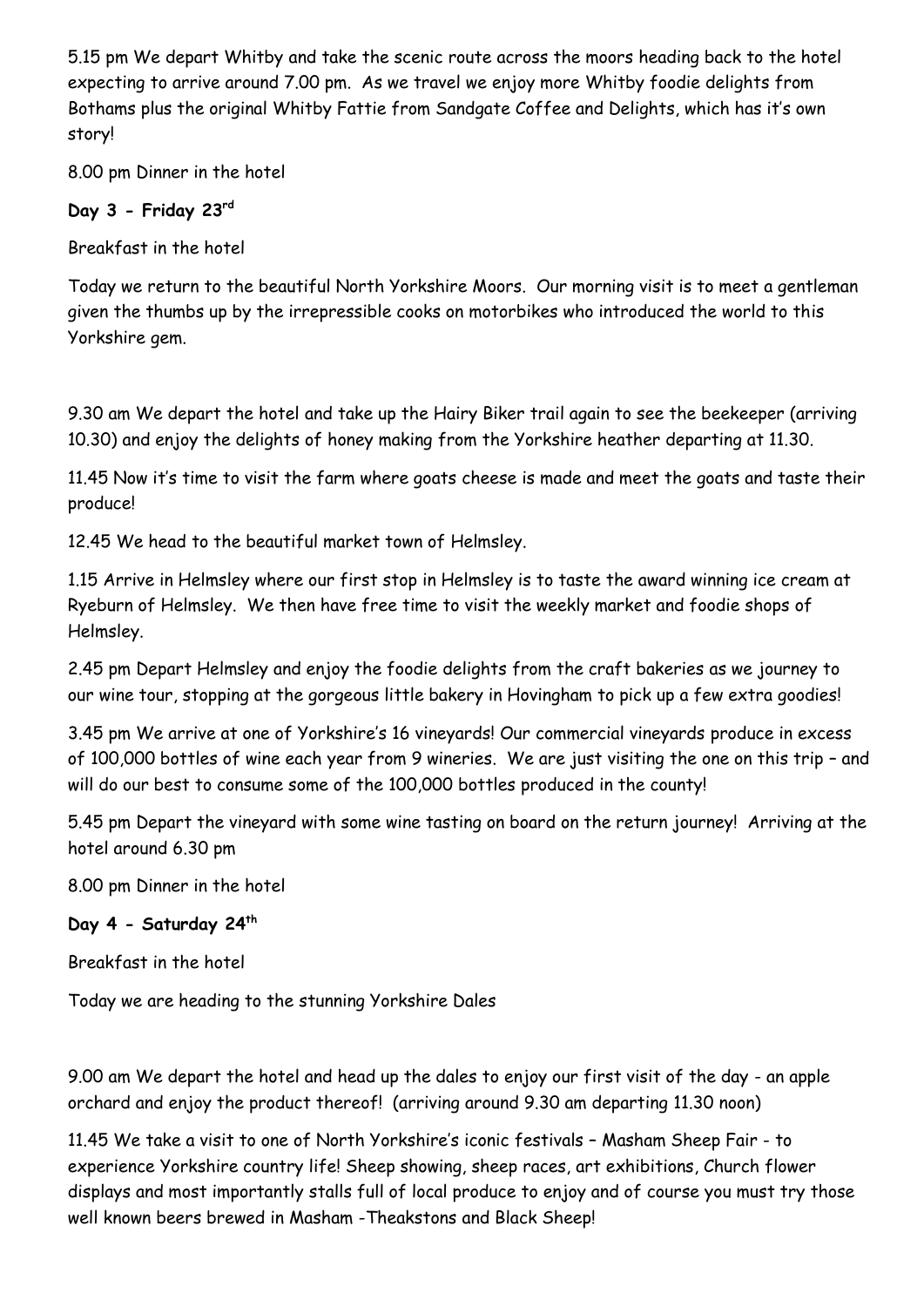5.15 pm We depart Whitby and take the scenic route across the moors heading back to the hotel expecting to arrive around 7.00 pm. As we travel we enjoy more Whitby foodie delights from Bothams plus the original Whitby Fattie from Sandgate Coffee and Delights, which has it's own story!

8.00 pm Dinner in the hotel

**Day 3 - Friday 23rd**

Breakfast in the hotel

Today we return to the beautiful North Yorkshire Moors. Our morning visit is to meet a gentleman given the thumbs up by the irrepressible cooks on motorbikes who introduced the world to this Yorkshire gem.

9.30 am We depart the hotel and take up the Hairy Biker trail again to see the beekeeper (arriving 10.30) and enjoy the delights of honey making from the Yorkshire heather departing at 11.30.

11.45 Now it's time to visit the farm where goats cheese is made and meet the goats and taste their produce!

12.45 We head to the beautiful market town of Helmsley.

1.15 Arrive in Helmsley where our first stop in Helmsley is to taste the award winning ice cream at Ryeburn of Helmsley. We then have free time to visit the weekly market and foodie shops of Helmsley.

2.45 pm Depart Helmsley and enjoy the foodie delights from the craft bakeries as we journey to our wine tour, stopping at the gorgeous little bakery in Hovingham to pick up a few extra goodies!

3.45 pm We arrive at one of Yorkshire's 16 vineyards! Our commercial vineyards produce in excess of 100,000 bottles of wine each year from 9 wineries. We are just visiting the one on this trip – and will do our best to consume some of the 100,000 bottles produced in the county!

5.45 pm Depart the vineyard with some wine tasting on board on the return journey! Arriving at the hotel around 6.30 pm

8.00 pm Dinner in the hotel

**Day 4 - Saturday 24th**

Breakfast in the hotel

Today we are heading to the stunning Yorkshire Dales

9.00 am We depart the hotel and head up the dales to enjoy our first visit of the day - an apple orchard and enjoy the product thereof! (arriving around 9.30 am departing 11.30 noon)

11.45 We take a visit to one of North Yorkshire's iconic festivals – Masham Sheep Fair - to experience Yorkshire country life! Sheep showing, sheep races, art exhibitions, Church flower displays and most importantly stalls full of local produce to enjoy and of course you must try those well known beers brewed in Masham -Theakstons and Black Sheep!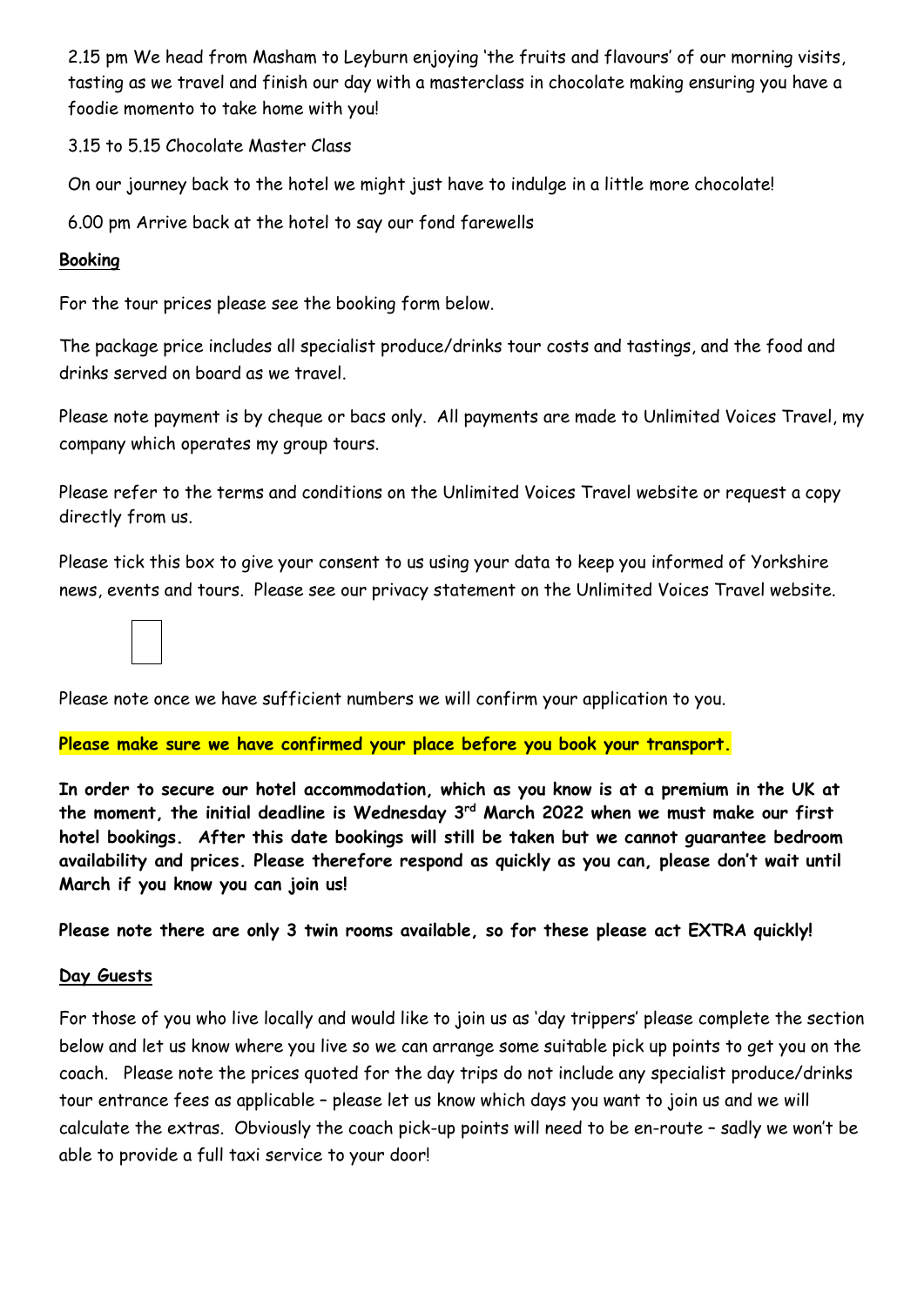2.15 pm We head from Masham to Leyburn enjoying 'the fruits and flavours' of our morning visits, tasting as we travel and finish our day with a masterclass in chocolate making ensuring you have a foodie momento to take home with you!

3.15 to 5.15 Chocolate Master Class

On our journey back to the hotel we might just have to indulge in a little more chocolate!

6.00 pm Arrive back at the hotel to say our fond farewells

## Booking

For the tour prices please see the booking form below.

The package price includes all specialist produce/drinks tour costs and tastings, and the food and drinks served on board as we travel.

Please note payment is by cheque or bacs only. All payments are made to Unlimited Voices Travel, my company which operates my group tours.

Please refer to the terms and conditions on the Unlimited Voices Travel website or request a copy directly from us.

Please tick this box to give your consent to us using your data to keep you informed of Yorkshire news, events and tours. Please see our privacy statement on the Unlimited Voices Travel website.

☐

Please note once we have sufficient numbers we will confirm your application to you.

**Please make sure we have confirmed your place before you book your transport.**

**In order to secure our hotel accommodation, which as you know is at a premium in the UK at the moment, the initial deadline is Wednesday 3rd March 2022 when we must make our first hotel bookings. After this date bookings will still be taken but we cannot guarantee bedroom availability and prices. Please therefore respond as quickly as you can, please don't wait until March if you know you can join us!**

**Please note there are only 3 twin rooms available, so for these please act EXTRA quickly!**

## Day Guests

For those of you who live locally and would like to join us as 'day trippers' please complete the section below and let us know where you live so we can arrange some suitable pick up points to get you on the coach. Please note the prices quoted for the day trips do not include any specialist produce/drinks tour entrance fees as applicable – please let us know which days you want to join us and we will calculate the extras. Obviously the coach pick-up points will need to be en-route – sadly we won't be able to provide a full taxi service to your door!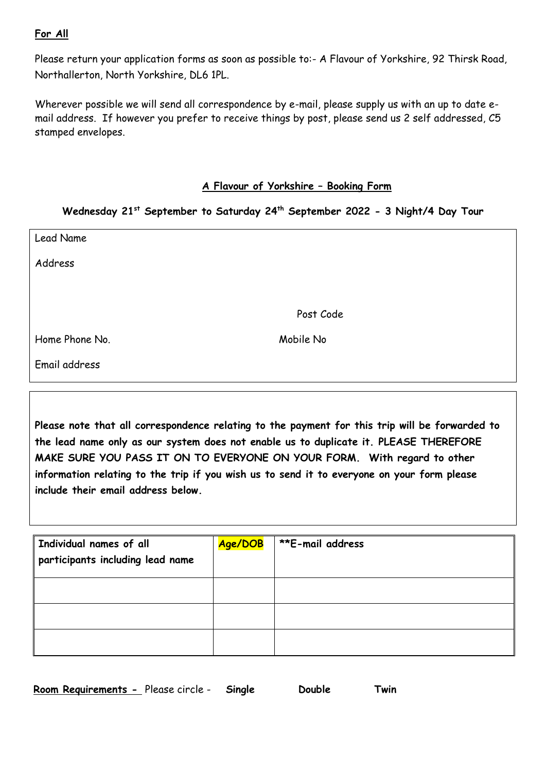**For All**

Please return your application forms as soon as possible to:- A Flavour of Yorkshire, 92 Thirsk Road, Northallerton, North Yorkshire, DL6 1PL.

Wherever possible we will send all correspondence by e-mail, please supply us with an up to date e-mail address. If however you prefer to receive things by post, please send us 2 self addressed, C5 stamped envelopes.

## A Flavour of Yorkshire – Booking Form

### Wednesday 21st September to Saturday 24th September 2022 - 3 Night/4 Day Tour

Lead Name

Address

Post Code

Home Phone No. Mobile No

Email address

**Please note that all correspondence relating to the payment for this trip will be forwarded to the lead name only as our system does not enable us to duplicate it. PLEASE THEREFORE MAKE SURE YOU PASS IT ON TO EVERYONE ON YOUR FORM. With regard to other information relating to the trip if you wish us to send it to everyone on your form please include their email address below.**

| Individual names of all participants including lead name | Age/DOB | **E-mail address |
| --- | --- | --- |
| | | |
| | | |
| | | |

**Room Requirements -** Please circle - **Single** **Double** **Twin**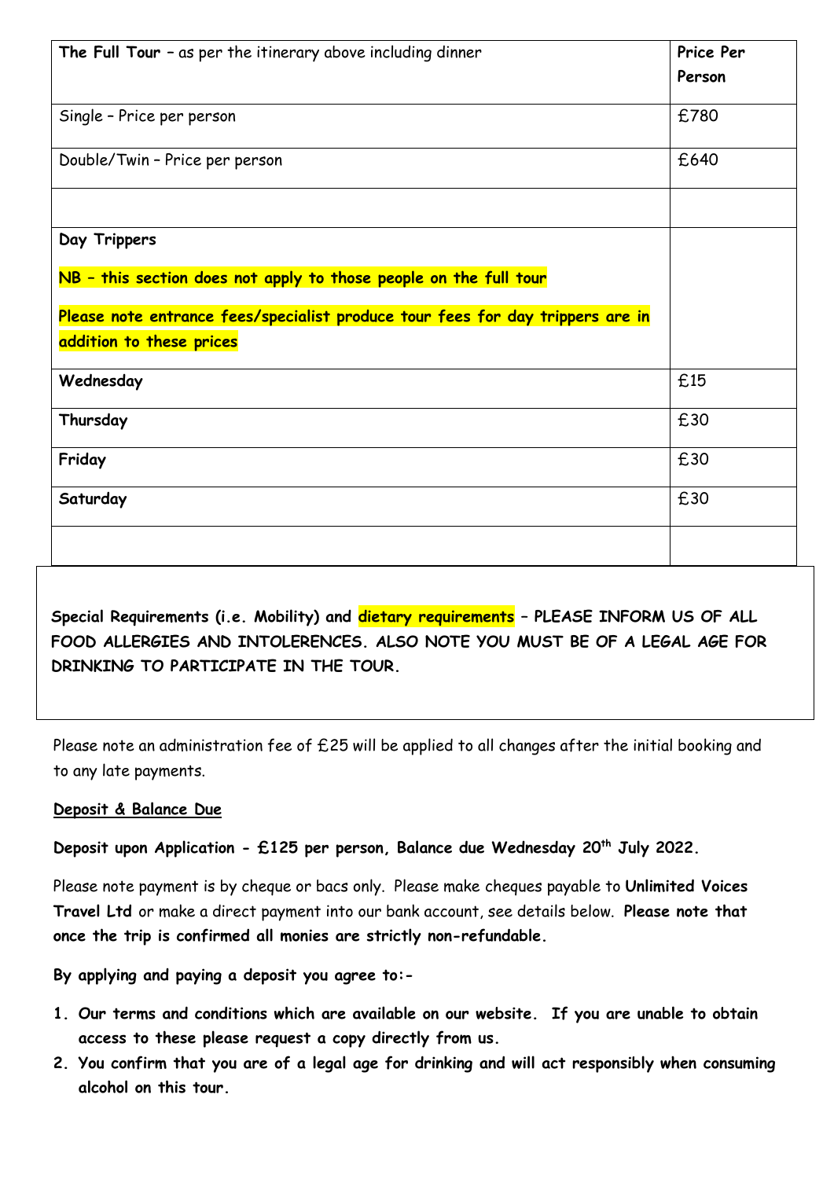| **The Full Tour** – as per the itinerary above including dinner | **Price Per Person** |
|---|---|
| Single – Price per person | £780 |
| Double/Twin – Price per person | £640 |
| | |
| **Day Trippers**<br>**NB – this section does not apply to those people on the full tour**<br>**Please note entrance fees/specialist produce tour fees for day trippers are in addition to these prices** | |
| **Wednesday** | £15 |
| **Thursday** | £30 |
| **Friday** | £30 |
| **Saturday** | £30 |
| | |

**Special Requirements (i.e. Mobility) and dietary requirements – PLEASE INFORM US OF ALL FOOD ALLERGIES AND INTOLERENCES. ALSO NOTE YOU MUST BE OF A LEGAL AGE FOR DRINKING TO PARTICIPATE IN THE TOUR.**

Please note an administration fee of £25 will be applied to all changes after the initial booking and to any late payments.

**Deposit & Balance Due**

**Deposit upon Application - £125 per person, Balance due Wednesday 20th July 2022.**

Please note payment is by cheque or bacs only. Please make cheques payable to **Unlimited Voices Travel Ltd** or make a direct payment into our bank account, see details below. **Please note that once the trip is confirmed all monies are strictly non-refundable.**

**By applying and paying a deposit you agree to:-**

1. **Our terms and conditions which are available on our website. If you are unable to obtain access to these please request a copy directly from us.**
2. **You confirm that you are of a legal age for drinking and will act responsibly when consuming alcohol on this tour.**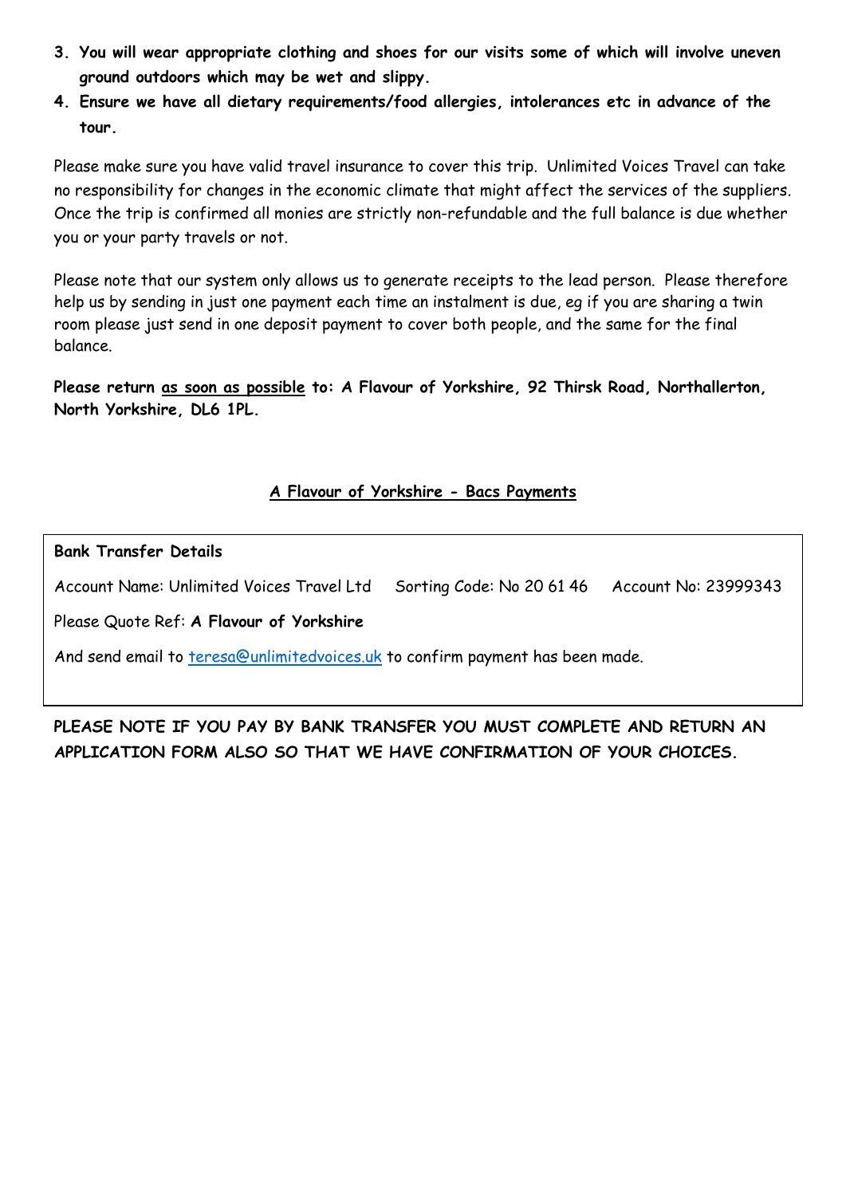3. **You will wear appropriate clothing and shoes for our visits some of which will involve uneven ground outdoors which may be wet and slippy.**
4. **Ensure we have all dietary requirements/food allergies, intolerances etc in advance of the tour.**

Please make sure you have valid travel insurance to cover this trip. Unlimited Voices Travel can take no responsibility for changes in the economic climate that might affect the services of the suppliers. Once the trip is confirmed all monies are strictly non-refundable and the full balance is due whether you or your party travels or not.

Please note that our system only allows us to generate receipts to the lead person. Please therefore help us by sending in just one payment each time an instalment is due, eg if you are sharing a twin room please just send in one deposit payment to cover both people, and the same for the final balance.

**Please return as soon as possible to: A Flavour of Yorkshire, 92 Thirsk Road, Northallerton, North Yorkshire, DL6 1PL.**

## A Flavour of Yorkshire - Bacs Payments

**Bank Transfer Details**

Account Name: Unlimited Voices Travel Ltd   Sorting Code: No 20 61 46   Account No: 23999343

Please Quote Ref: **A Flavour of Yorkshire**

And send email to teresa@unlimitedvoices.uk to confirm payment has been made.

**PLEASE NOTE IF YOU PAY BY BANK TRANSFER YOU MUST COMPLETE AND RETURN AN APPLICATION FORM ALSO SO THAT WE HAVE CONFIRMATION OF YOUR CHOICES.**